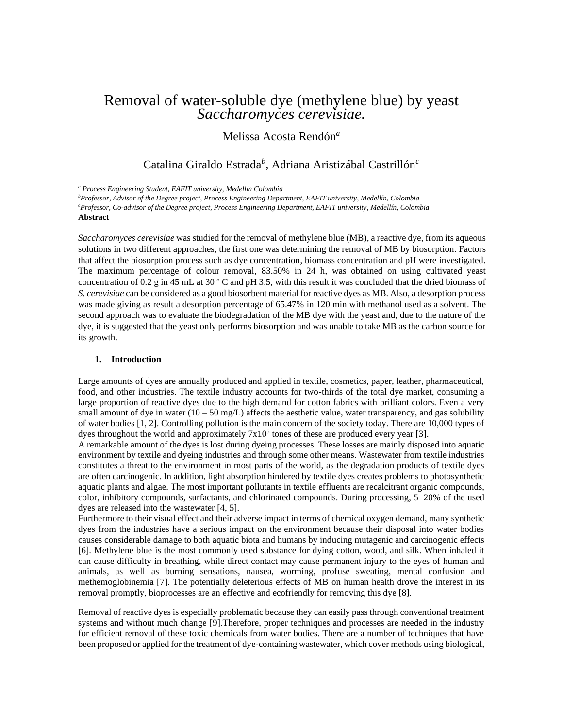# Removal of water-soluble dye (methylene blue) by yeast *Saccharomyces cerevisiae.*

Melissa Acosta Rendón[a]

Catalina Giraldo Estrada[b], Adriana Aristizábal Castrillón[c]

[a] *Process Engineering Student, EAFIT university, Medellín Colombia*
[b]*Professor, Advisor of the Degree project, Process Engineering Department, EAFIT university, Medellín, Colombia*
[c]*Professor, Co-advisor of the Degree project, Process Engineering Department, EAFIT university, Medellín, Colombia*

**Abstract**

*Saccharomyces cerevisiae* was studied for the removal of methylene blue (MB), a reactive dye, from its aqueous solutions in two different approaches, the first one was determining the removal of MB by biosorption. Factors that affect the biosorption process such as dye concentration, biomass concentration and pH were investigated. The maximum percentage of colour removal, 83.50% in 24 h, was obtained on using cultivated yeast concentration of 0.2 g in 45 mL at 30 º C and pH 3.5, with this result it was concluded that the dried biomass of *S. cerevisiae* can be considered as a good biosorbent material for reactive dyes as MB. Also, a desorption process was made giving as result a desorption percentage of 65.47% in 120 min with methanol used as a solvent. The second approach was to evaluate the biodegradation of the MB dye with the yeast and, due to the nature of the dye, it is suggested that the yeast only performs biosorption and was unable to take MB as the carbon source for its growth.

## 1. Introduction

Large amounts of dyes are annually produced and applied in textile, cosmetics, paper, leather, pharmaceutical, food, and other industries. The textile industry accounts for two-thirds of the total dye market, consuming a large proportion of reactive dyes due to the high demand for cotton fabrics with brilliant colors. Even a very small amount of dye in water (10 – 50 mg/L) affects the aesthetic value, water transparency, and gas solubility of water bodies [1, 2]. Controlling pollution is the main concern of the society today. There are 10,000 types of dyes throughout the world and approximately $7x10^5$ tones of these are produced every year [3].
A remarkable amount of the dyes is lost during dyeing processes. These losses are mainly disposed into aquatic environment by textile and dyeing industries and through some other means. Wastewater from textile industries constitutes a threat to the environment in most parts of the world, as the degradation products of textile dyes are often carcinogenic. In addition, light absorption hindered by textile dyes creates problems to photosynthetic aquatic plants and algae. The most important pollutants in textile effluents are recalcitrant organic compounds, color, inhibitory compounds, surfactants, and chlorinated compounds. During processing, 5–20% of the used dyes are released into the wastewater [4, 5].
Furthermore to their visual effect and their adverse impact in terms of chemical oxygen demand, many synthetic dyes from the industries have a serious impact on the environment because their disposal into water bodies causes considerable damage to both aquatic biota and humans by inducing mutagenic and carcinogenic effects [6]. Methylene blue is the most commonly used substance for dying cotton, wood, and silk. When inhaled it can cause difficulty in breathing, while direct contact may cause permanent injury to the eyes of human and animals, as well as burning sensations, nausea, worming, profuse sweating, mental confusion and methemoglobinemia [7]. The potentially deleterious effects of MB on human health drove the interest in its removal promptly, bioprocesses are an effective and ecofriendly for removing this dye [8].

Removal of reactive dyes is especially problematic because they can easily pass through conventional treatment systems and without much change [9].Therefore, proper techniques and processes are needed in the industry for efficient removal of these toxic chemicals from water bodies. There are a number of techniques that have been proposed or applied for the treatment of dye-containing wastewater, which cover methods using biological,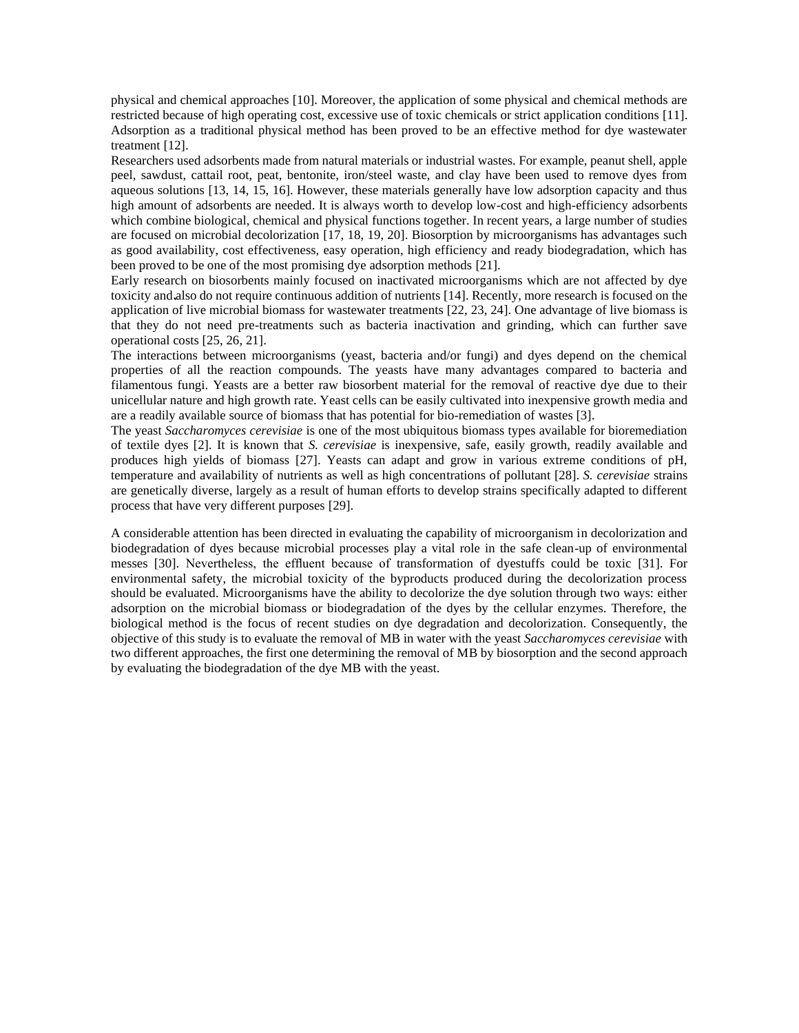physical and chemical approaches [10]. Moreover, the application of some physical and chemical methods are restricted because of high operating cost, excessive use of toxic chemicals or strict application conditions [11]. Adsorption as a traditional physical method has been proved to be an effective method for dye wastewater treatment [12].

Researchers used adsorbents made from natural materials or industrial wastes. For example, peanut shell, apple peel, sawdust, cattail root, peat, bentonite, iron/steel waste, and clay have been used to remove dyes from aqueous solutions [13, 14, 15, 16]. However, these materials generally have low adsorption capacity and thus high amount of adsorbents are needed. It is always worth to develop low-cost and high-efficiency adsorbents which combine biological, chemical and physical functions together. In recent years, a large number of studies are focused on microbial decolorization [17, 18, 19, 20]. Biosorption by microorganisms has advantages such as good availability, cost effectiveness, easy operation, high efficiency and ready biodegradation, which has been proved to be one of the most promising dye adsorption methods [21].

Early research on biosorbents mainly focused on inactivated microorganisms which are not affected by dye toxicity and also do not require continuous addition of nutrients [14]. Recently, more research is focused on the application of live microbial biomass for wastewater treatments [22, 23, 24]. One advantage of live biomass is that they do not need pre-treatments such as bacteria inactivation and grinding, which can further save operational costs [25, 26, 21].

The interactions between microorganisms (yeast, bacteria and/or fungi) and dyes depend on the chemical properties of all the reaction compounds. The yeasts have many advantages compared to bacteria and filamentous fungi. Yeasts are a better raw biosorbent material for the removal of reactive dye due to their unicellular nature and high growth rate. Yeast cells can be easily cultivated into inexpensive growth media and are a readily available source of biomass that has potential for bio-remediation of wastes [3].

The yeast *Saccharomyces cerevisiae* is one of the most ubiquitous biomass types available for bioremediation of textile dyes [2]. It is known that *S. cerevisiae* is inexpensive, safe, easily growth, readily available and produces high yields of biomass [27]. Yeasts can adapt and grow in various extreme conditions of pH, temperature and availability of nutrients as well as high concentrations of pollutant [28]. *S. cerevisiae* strains are genetically diverse, largely as a result of human efforts to develop strains specifically adapted to different process that have very different purposes [29].

A considerable attention has been directed in evaluating the capability of microorganism in decolorization and biodegradation of dyes because microbial processes play a vital role in the safe clean-up of environmental messes [30]. Nevertheless, the effluent because of transformation of dyestuffs could be toxic [31]. For environmental safety, the microbial toxicity of the byproducts produced during the decolorization process should be evaluated. Microorganisms have the ability to decolorize the dye solution through two ways: either adsorption on the microbial biomass or biodegradation of the dyes by the cellular enzymes. Therefore, the biological method is the focus of recent studies on dye degradation and decolorization. Consequently, the objective of this study is to evaluate the removal of MB in water with the yeast *Saccharomyces cerevisiae* with two different approaches, the first one determining the removal of MB by biosorption and the second approach by evaluating the biodegradation of the dye MB with the yeast.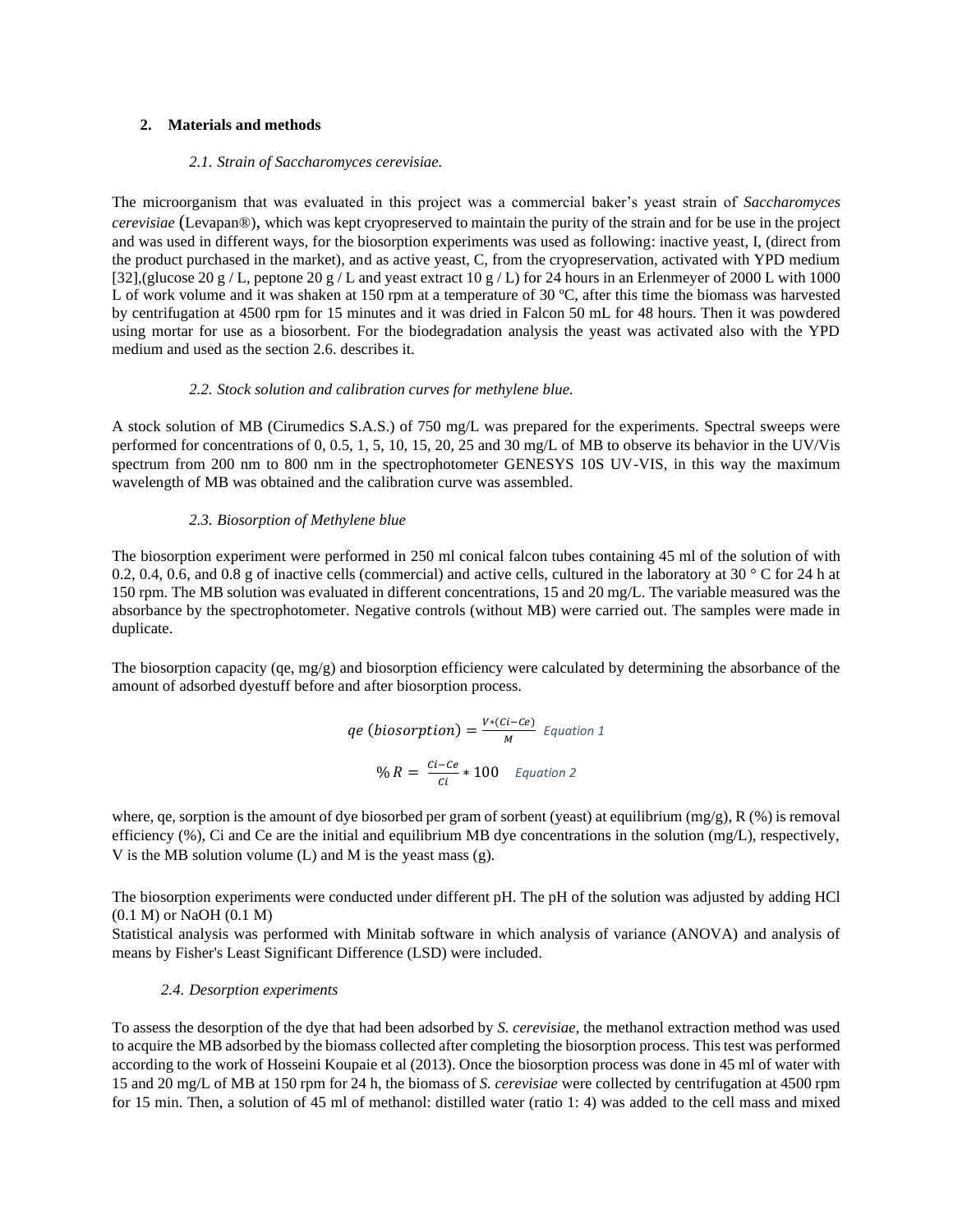## 2. Materials and methods

### *2.1. Strain of Saccharomyces cerevisiae.*

The microorganism that was evaluated in this project was a commercial baker's yeast strain of *Saccharomyces cerevisiae* (Levapan®), which was kept cryopreserved to maintain the purity of the strain and for be use in the project and was used in different ways, for the biosorption experiments was used as following: inactive yeast, I, (direct from the product purchased in the market), and as active yeast, C, from the cryopreservation, activated with YPD medium [32],(glucose 20 g / L, peptone 20 g / L and yeast extract 10 g / L) for 24 hours in an Erlenmeyer of 2000 L with 1000 L of work volume and it was shaken at 150 rpm at a temperature of 30 ºC, after this time the biomass was harvested by centrifugation at 4500 rpm for 15 minutes and it was dried in Falcon 50 mL for 48 hours. Then it was powdered using mortar for use as a biosorbent. For the biodegradation analysis the yeast was activated also with the YPD medium and used as the section 2.6. describes it.

### *2.2. Stock solution and calibration curves for methylene blue.*

A stock solution of MB (Cirumedics S.A.S.) of 750 mg/L was prepared for the experiments. Spectral sweeps were performed for concentrations of 0, 0.5, 1, 5, 10, 15, 20, 25 and 30 mg/L of MB to observe its behavior in the UV/Vis spectrum from 200 nm to 800 nm in the spectrophotometer GENESYS 10S UV-VIS, in this way the maximum wavelength of MB was obtained and the calibration curve was assembled.

### *2.3. Biosorption of Methylene blue*

The biosorption experiment were performed in 250 ml conical falcon tubes containing 45 ml of the solution of with 0.2, 0.4, 0.6, and 0.8 g of inactive cells (commercial) and active cells, cultured in the laboratory at 30 ° C for 24 h at 150 rpm. The MB solution was evaluated in different concentrations, 15 and 20 mg/L. The variable measured was the absorbance by the spectrophotometer. Negative controls (without MB) were carried out. The samples were made in duplicate.

The biosorption capacity (qe, mg/g) and biosorption efficiency were calculated by determining the absorbance of the amount of adsorbed dyestuff before and after biosorption process.

$$qe\ (biosorption) = \frac{V*(Ci-Ce)}{M} \quad \textit{Equation 1}$$

$$\%\,R = \frac{Ci-Ce}{Ci}*100 \quad \textit{Equation 2}$$

where, qe, sorption is the amount of dye biosorbed per gram of sorbent (yeast) at equilibrium (mg/g), R (%) is removal efficiency (%), Ci and Ce are the initial and equilibrium MB dye concentrations in the solution (mg/L), respectively, V is the MB solution volume (L) and M is the yeast mass (g).

The biosorption experiments were conducted under different pH. The pH of the solution was adjusted by adding HCl (0.1 M) or NaOH (0.1 M)
Statistical analysis was performed with Minitab software in which analysis of variance (ANOVA) and analysis of means by Fisher's Least Significant Difference (LSD) were included.

### *2.4. Desorption experiments*

To assess the desorption of the dye that had been adsorbed by *S. cerevisiae*, the methanol extraction method was used to acquire the MB adsorbed by the biomass collected after completing the biosorption process. This test was performed according to the work of Hosseini Koupaie et al (2013). Once the biosorption process was done in 45 ml of water with 15 and 20 mg/L of MB at 150 rpm for 24 h, the biomass of *S. cerevisiae* were collected by centrifugation at 4500 rpm for 15 min. Then, a solution of 45 ml of methanol: distilled water (ratio 1: 4) was added to the cell mass and mixed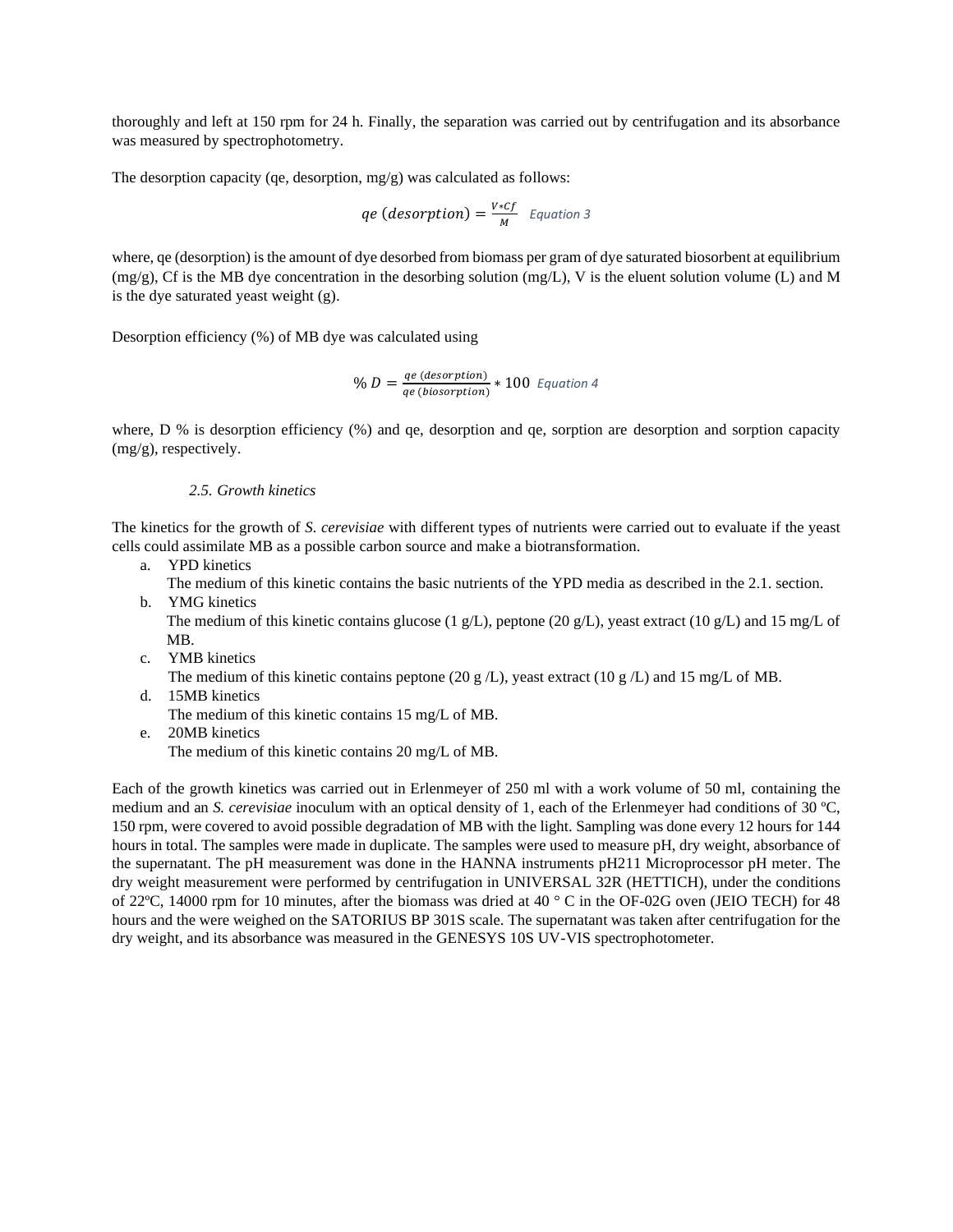thoroughly and left at 150 rpm for 24 h. Finally, the separation was carried out by centrifugation and its absorbance was measured by spectrophotometry.

The desorption capacity (qe, desorption, mg/g) was calculated as follows:

$$qe\ (desorption) = \frac{V * Cf}{M} \quad \textit{Equation 3}$$

where, qe (desorption) is the amount of dye desorbed from biomass per gram of dye saturated biosorbent at equilibrium (mg/g), Cf is the MB dye concentration in the desorbing solution (mg/L), V is the eluent solution volume (L) and M is the dye saturated yeast weight (g).

Desorption efficiency (%) of MB dye was calculated using

$$\%\ D = \frac{qe\ (desorption)}{qe\ (biosorption)} * 100 \quad \textit{Equation 4}$$

where, D % is desorption efficiency (%) and qe, desorption and qe, sorption are desorption and sorption capacity (mg/g), respectively.

### *2.5. Growth kinetics*

The kinetics for the growth of *S. cerevisiae* with different types of nutrients were carried out to evaluate if the yeast cells could assimilate MB as a possible carbon source and make a biotransformation.

a. YPD kinetics
   The medium of this kinetic contains the basic nutrients of the YPD media as described in the 2.1. section.
b. YMG kinetics
   The medium of this kinetic contains glucose (1 g/L), peptone (20 g/L), yeast extract (10 g/L) and 15 mg/L of MB.
c. YMB kinetics
   The medium of this kinetic contains peptone (20 g /L), yeast extract (10 g /L) and 15 mg/L of MB.
d. 15MB kinetics
   The medium of this kinetic contains 15 mg/L of MB.
e. 20MB kinetics
   The medium of this kinetic contains 20 mg/L of MB.

Each of the growth kinetics was carried out in Erlenmeyer of 250 ml with a work volume of 50 ml, containing the medium and an *S. cerevisiae* inoculum with an optical density of 1, each of the Erlenmeyer had conditions of 30 ºC, 150 rpm, were covered to avoid possible degradation of MB with the light. Sampling was done every 12 hours for 144 hours in total. The samples were made in duplicate. The samples were used to measure pH, dry weight, absorbance of the supernatant. The pH measurement was done in the HANNA instruments pH211 Microprocessor pH meter. The dry weight measurement were performed by centrifugation in UNIVERSAL 32R (HETTICH), under the conditions of 22ºC, 14000 rpm for 10 minutes, after the biomass was dried at 40 ° C in the OF-02G oven (JEIO TECH) for 48 hours and the were weighed on the SATORIUS BP 301S scale. The supernatant was taken after centrifugation for the dry weight, and its absorbance was measured in the GENESYS 10S UV-VIS spectrophotometer.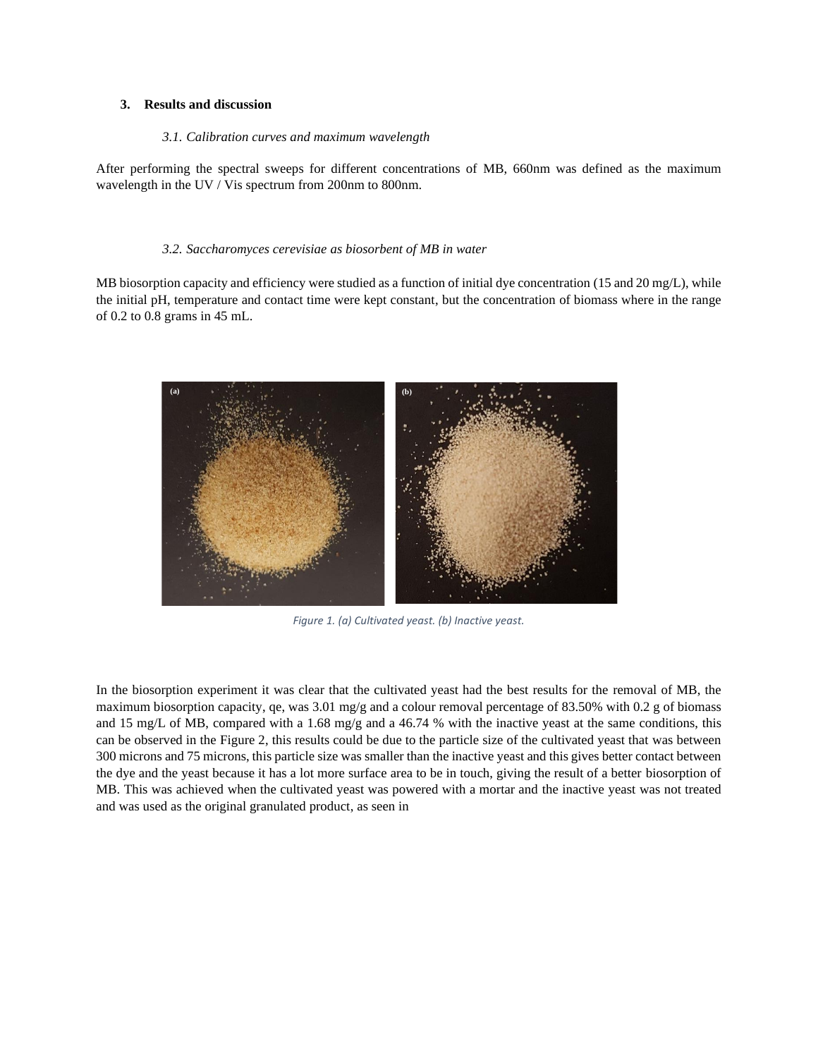## 3. Results and discussion

### *3.1. Calibration curves and maximum wavelength*

After performing the spectral sweeps for different concentrations of MB, 660nm was defined as the maximum wavelength in the UV / Vis spectrum from 200nm to 800nm.

### *3.2. Saccharomyces cerevisiae as biosorbent of MB in water*

MB biosorption capacity and efficiency were studied as a function of initial dye concentration (15 and 20 mg/L), while the initial pH, temperature and contact time were kept constant, but the concentration of biomass where in the range of 0.2 to 0.8 grams in 45 mL.

*Figure 1. (a) Cultivated yeast. (b) Inactive yeast.*

In the biosorption experiment it was clear that the cultivated yeast had the best results for the removal of MB, the maximum biosorption capacity, qe, was 3.01 mg/g and a colour removal percentage of 83.50% with 0.2 g of biomass and 15 mg/L of MB, compared with a 1.68 mg/g and a 46.74 % with the inactive yeast at the same conditions, this can be observed in the Figure 2, this results could be due to the particle size of the cultivated yeast that was between 300 microns and 75 microns, this particle size was smaller than the inactive yeast and this gives better contact between the dye and the yeast because it has a lot more surface area to be in touch, giving the result of a better biosorption of MB. This was achieved when the cultivated yeast was powered with a mortar and the inactive yeast was not treated and was used as the original granulated product, as seen in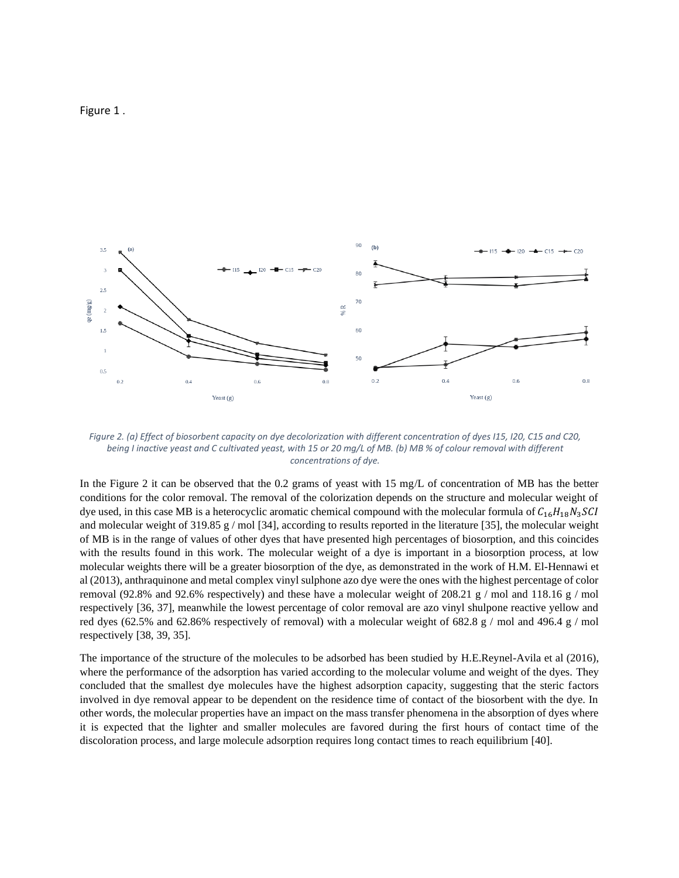Figure 1 .

*Figure 2. (a) Effect of biosorbent capacity on dye decolorization with different concentration of dyes I15, I20, C15 and C20, being I inactive yeast and C cultivated yeast, with 15 or 20 mg/L of MB. (b) MB % of colour removal with different concentrations of dye.*

In the Figure 2 it can be observed that the 0.2 grams of yeast with 15 mg/L of concentration of MB has the better conditions for the color removal. The removal of the colorization depends on the structure and molecular weight of dye used, in this case MB is a heterocyclic aromatic chemical compound with the molecular formula of $C_{16}H_{18}N_3SCl$ and molecular weight of 319.85 g / mol [34], according to results reported in the literature [35], the molecular weight of MB is in the range of values of other dyes that have presented high percentages of biosorption, and this coincides with the results found in this work. The molecular weight of a dye is important in a biosorption process, at low molecular weights there will be a greater biosorption of the dye, as demonstrated in the work of H.M. El-Hennawi et al (2013), anthraquinone and metal complex vinyl sulphone azo dye were the ones with the highest percentage of color removal (92.8% and 92.6% respectively) and these have a molecular weight of 208.21 g / mol and 118.16 g / mol respectively [36, 37], meanwhile the lowest percentage of color removal are azo vinyl shulpone reactive yellow and red dyes (62.5% and 62.86% respectively of removal) with a molecular weight of 682.8 g / mol and 496.4 g / mol respectively [38, 39, 35].

The importance of the structure of the molecules to be adsorbed has been studied by H.E.Reynel-Avila et al (2016), where the performance of the adsorption has varied according to the molecular volume and weight of the dyes. They concluded that the smallest dye molecules have the highest adsorption capacity, suggesting that the steric factors involved in dye removal appear to be dependent on the residence time of contact of the biosorbent with the dye. In other words, the molecular properties have an impact on the mass transfer phenomena in the absorption of dyes where it is expected that the lighter and smaller molecules are favored during the first hours of contact time of the discoloration process, and large molecule adsorption requires long contact times to reach equilibrium [40].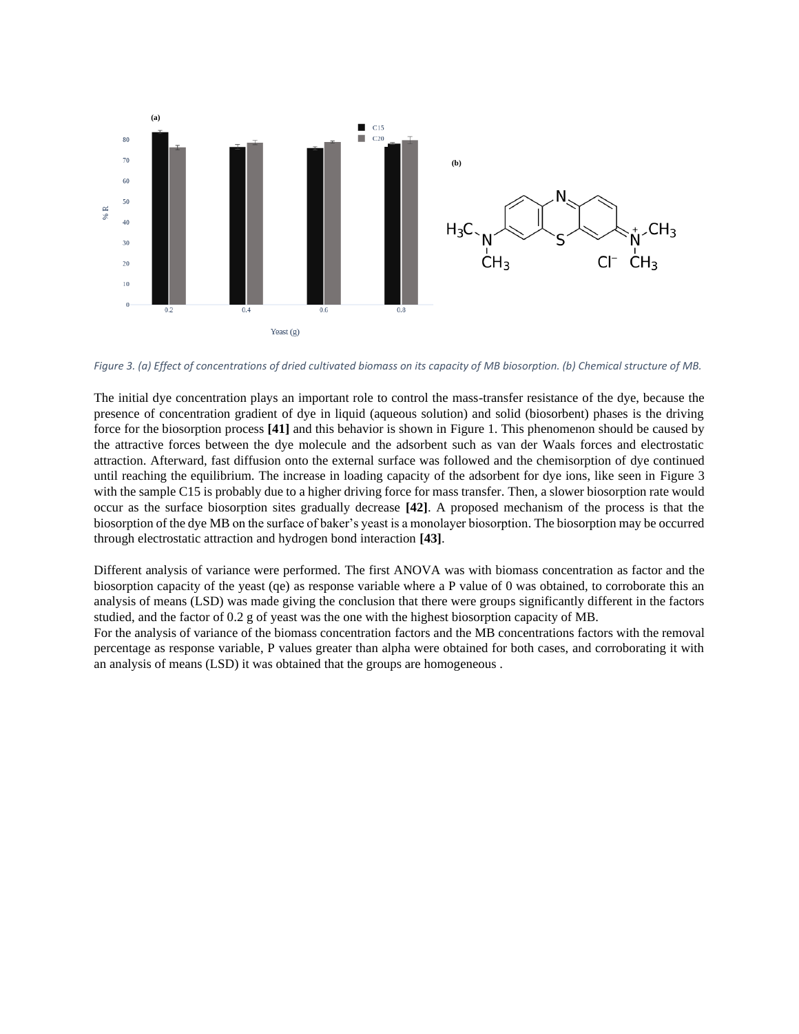*Figure 3. (a) Effect of concentrations of dried cultivated biomass on its capacity of MB biosorption. (b) Chemical structure of MB.*

The initial dye concentration plays an important role to control the mass-transfer resistance of the dye, because the presence of concentration gradient of dye in liquid (aqueous solution) and solid (biosorbent) phases is the driving force for the biosorption process **[41]** and this behavior is shown in Figure 1. This phenomenon should be caused by the attractive forces between the dye molecule and the adsorbent such as van der Waals forces and electrostatic attraction. Afterward, fast diffusion onto the external surface was followed and the chemisorption of dye continued until reaching the equilibrium. The increase in loading capacity of the adsorbent for dye ions, like seen in Figure 3 with the sample C15 is probably due to a higher driving force for mass transfer. Then, a slower biosorption rate would occur as the surface biosorption sites gradually decrease **[42]**. A proposed mechanism of the process is that the biosorption of the dye MB on the surface of baker's yeast is a monolayer biosorption. The biosorption may be occurred through electrostatic attraction and hydrogen bond interaction **[43]**.

Different analysis of variance were performed. The first ANOVA was with biomass concentration as factor and the biosorption capacity of the yeast (qe) as response variable where a P value of 0 was obtained, to corroborate this an analysis of means (LSD) was made giving the conclusion that there were groups significantly different in the factors studied, and the factor of 0.2 g of yeast was the one with the highest biosorption capacity of MB.
For the analysis of variance of the biomass concentration factors and the MB concentrations factors with the removal percentage as response variable, P values greater than alpha were obtained for both cases, and corroborating it with an analysis of means (LSD) it was obtained that the groups are homogeneous .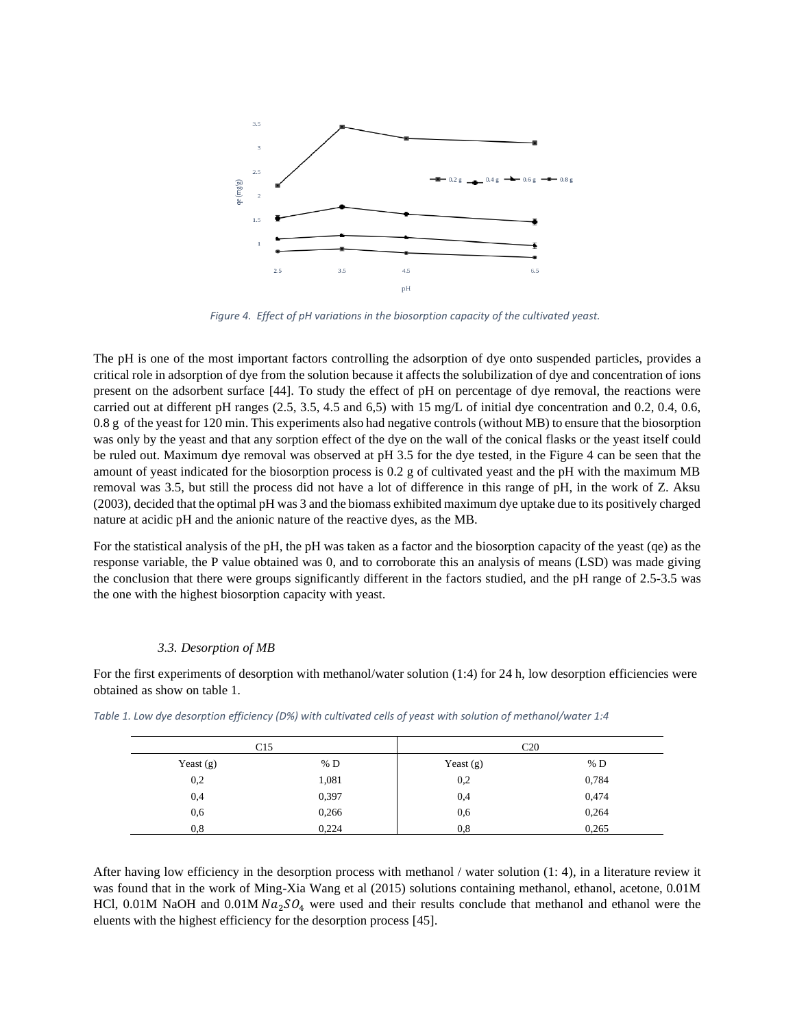*Figure 4. Effect of pH variations in the biosorption capacity of the cultivated yeast.*

The pH is one of the most important factors controlling the adsorption of dye onto suspended particles, provides a critical role in adsorption of dye from the solution because it affects the solubilization of dye and concentration of ions present on the adsorbent surface [44]. To study the effect of pH on percentage of dye removal, the reactions were carried out at different pH ranges (2.5, 3.5, 4.5 and 6,5) with 15 mg/L of initial dye concentration and 0.2, 0.4, 0.6, 0.8 g of the yeast for 120 min. This experiments also had negative controls (without MB) to ensure that the biosorption was only by the yeast and that any sorption effect of the dye on the wall of the conical flasks or the yeast itself could be ruled out. Maximum dye removal was observed at pH 3.5 for the dye tested, in the Figure 4 can be seen that the amount of yeast indicated for the biosorption process is 0.2 g of cultivated yeast and the pH with the maximum MB removal was 3.5, but still the process did not have a lot of difference in this range of pH, in the work of Z. Aksu (2003), decided that the optimal pH was 3 and the biomass exhibited maximum dye uptake due to its positively charged nature at acidic pH and the anionic nature of the reactive dyes, as the MB.

For the statistical analysis of the pH, the pH was taken as a factor and the biosorption capacity of the yeast (qe) as the response variable, the P value obtained was 0, and to corroborate this an analysis of means (LSD) was made giving the conclusion that there were groups significantly different in the factors studied, and the pH range of 2.5-3.5 was the one with the highest biosorption capacity with yeast.

### *3.3. Desorption of MB*

For the first experiments of desorption with methanol/water solution (1:4) for 24 h, low desorption efficiencies were obtained as show on table 1.

*Table 1. Low dye desorption efficiency (D%) with cultivated cells of yeast with solution of methanol/water 1:4*

| C15 | | C20 | |
|---|---|---|---|
| Yeast (g) | % D | Yeast (g) | % D |
| 0,2 | 1,081 | 0,2 | 0,784 |
| 0,4 | 0,397 | 0,4 | 0,474 |
| 0,6 | 0,266 | 0,6 | 0,264 |
| 0,8 | 0,224 | 0,8 | 0,265 |

After having low efficiency in the desorption process with methanol / water solution (1: 4), in a literature review it was found that in the work of Ming-Xia Wang et al (2015) solutions containing methanol, ethanol, acetone, 0.01M HCl, 0.01M NaOH and 0.01M $Na_2SO_4$ were used and their results conclude that methanol and ethanol were the eluents with the highest efficiency for the desorption process [45].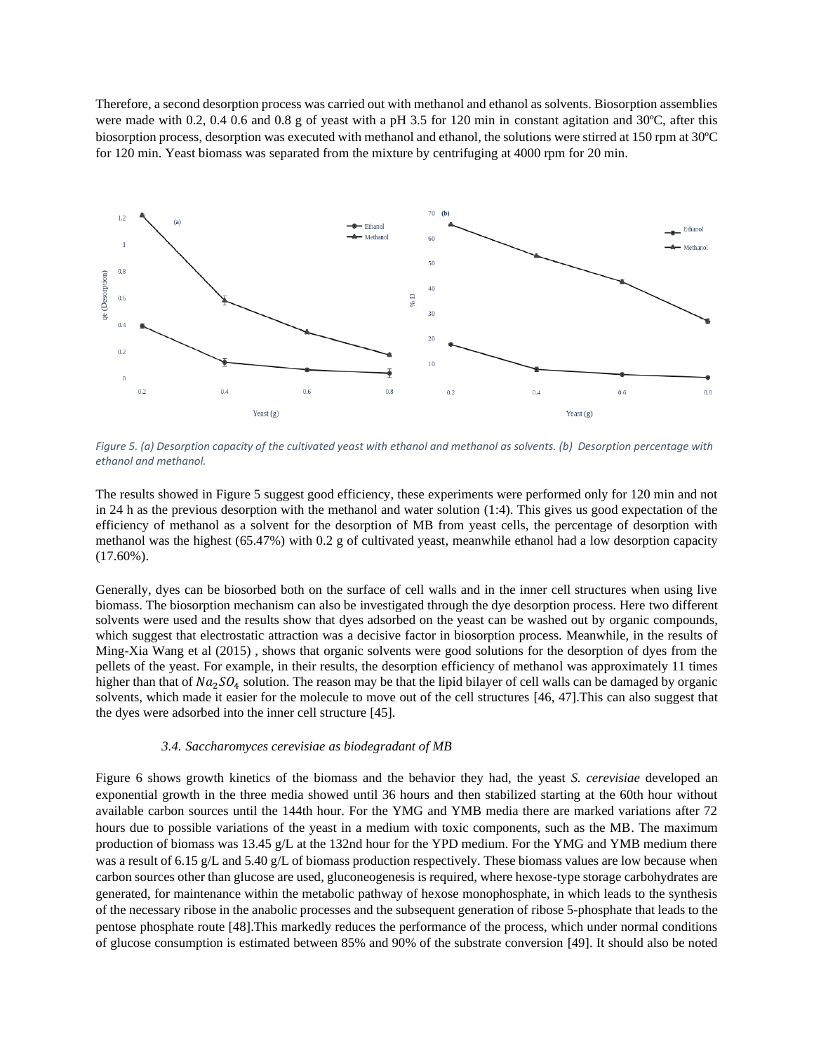Therefore, a second desorption process was carried out with methanol and ethanol as solvents. Biosorption assemblies were made with 0.2, 0.4 0.6 and 0.8 g of yeast with a pH 3.5 for 120 min in constant agitation and 30ºC, after this biosorption process, desorption was executed with methanol and ethanol, the solutions were stirred at 150 rpm at 30ºC for 120 min. Yeast biomass was separated from the mixture by centrifuging at 4000 rpm for 20 min.

*Figure 5. (a) Desorption capacity of the cultivated yeast with ethanol and methanol as solvents. (b) Desorption percentage with ethanol and methanol.*

The results showed in Figure 5 suggest good efficiency, these experiments were performed only for 120 min and not in 24 h as the previous desorption with the methanol and water solution (1:4). This gives us good expectation of the efficiency of methanol as a solvent for the desorption of MB from yeast cells, the percentage of desorption with methanol was the highest (65.47%) with 0.2 g of cultivated yeast, meanwhile ethanol had a low desorption capacity (17.60%).

Generally, dyes can be biosorbed both on the surface of cell walls and in the inner cell structures when using live biomass. The biosorption mechanism can also be investigated through the dye desorption process. Here two different solvents were used and the results show that dyes adsorbed on the yeast can be washed out by organic compounds, which suggest that electrostatic attraction was a decisive factor in biosorption process. Meanwhile, in the results of Ming-Xia Wang et al (2015) , shows that organic solvents were good solutions for the desorption of dyes from the pellets of the yeast. For example, in their results, the desorption efficiency of methanol was approximately 11 times higher than that of $Na_2SO_4$ solution. The reason may be that the lipid bilayer of cell walls can be damaged by organic solvents, which made it easier for the molecule to move out of the cell structures [46, 47].This can also suggest that the dyes were adsorbed into the inner cell structure [45].

### *3.4. Saccharomyces cerevisiae as biodegradant of MB*

Figure 6 shows growth kinetics of the biomass and the behavior they had, the yeast *S. cerevisiae* developed an exponential growth in the three media showed until 36 hours and then stabilized starting at the 60th hour without available carbon sources until the 144th hour. For the YMG and YMB media there are marked variations after 72 hours due to possible variations of the yeast in a medium with toxic components, such as the MB. The maximum production of biomass was 13.45 g/L at the 132nd hour for the YPD medium. For the YMG and YMB medium there was a result of 6.15 g/L and 5.40 g/L of biomass production respectively. These biomass values are low because when carbon sources other than glucose are used, gluconeogenesis is required, where hexose-type storage carbohydrates are generated, for maintenance within the metabolic pathway of hexose monophosphate, in which leads to the synthesis of the necessary ribose in the anabolic processes and the subsequent generation of ribose 5-phosphate that leads to the pentose phosphate route [48].This markedly reduces the performance of the process, which under normal conditions of glucose consumption is estimated between 85% and 90% of the substrate conversion [49]. It should also be noted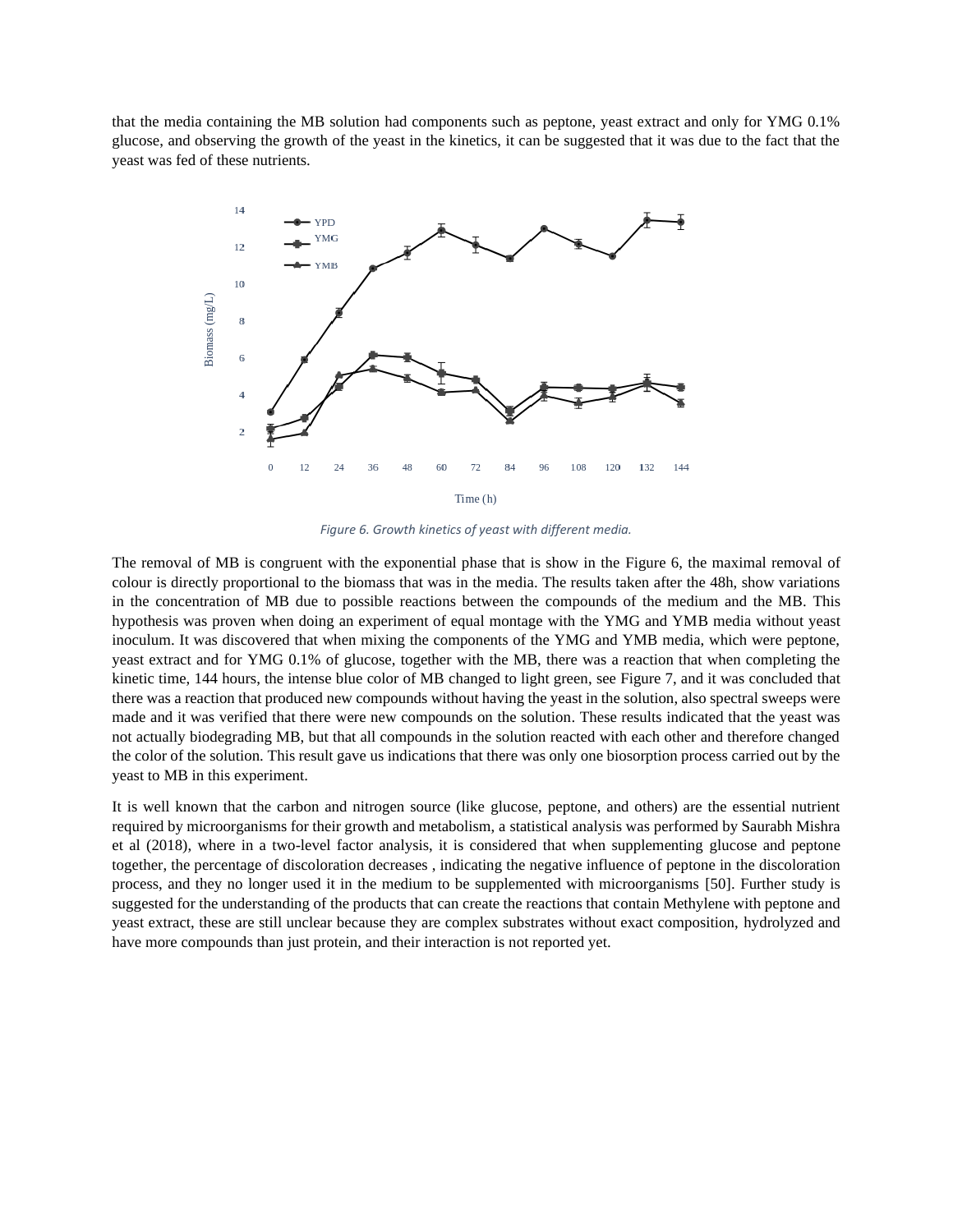that the media containing the MB solution had components such as peptone, yeast extract and only for YMG 0.1% glucose, and observing the growth of the yeast in the kinetics, it can be suggested that it was due to the fact that the yeast was fed of these nutrients.

*Figure 6. Growth kinetics of yeast with different media.*

The removal of MB is congruent with the exponential phase that is show in the Figure 6, the maximal removal of colour is directly proportional to the biomass that was in the media. The results taken after the 48h, show variations in the concentration of MB due to possible reactions between the compounds of the medium and the MB. This hypothesis was proven when doing an experiment of equal montage with the YMG and YMB media without yeast inoculum. It was discovered that when mixing the components of the YMG and YMB media, which were peptone, yeast extract and for YMG 0.1% of glucose, together with the MB, there was a reaction that when completing the kinetic time, 144 hours, the intense blue color of MB changed to light green, see Figure 7, and it was concluded that there was a reaction that produced new compounds without having the yeast in the solution, also spectral sweeps were made and it was verified that there were new compounds on the solution. These results indicated that the yeast was not actually biodegrading MB, but that all compounds in the solution reacted with each other and therefore changed the color of the solution. This result gave us indications that there was only one biosorption process carried out by the yeast to MB in this experiment.

It is well known that the carbon and nitrogen source (like glucose, peptone, and others) are the essential nutrient required by microorganisms for their growth and metabolism, a statistical analysis was performed by Saurabh Mishra et al (2018), where in a two-level factor analysis, it is considered that when supplementing glucose and peptone together, the percentage of discoloration decreases , indicating the negative influence of peptone in the discoloration process, and they no longer used it in the medium to be supplemented with microorganisms [50]. Further study is suggested for the understanding of the products that can create the reactions that contain Methylene with peptone and yeast extract, these are still unclear because they are complex substrates without exact composition, hydrolyzed and have more compounds than just protein, and their interaction is not reported yet.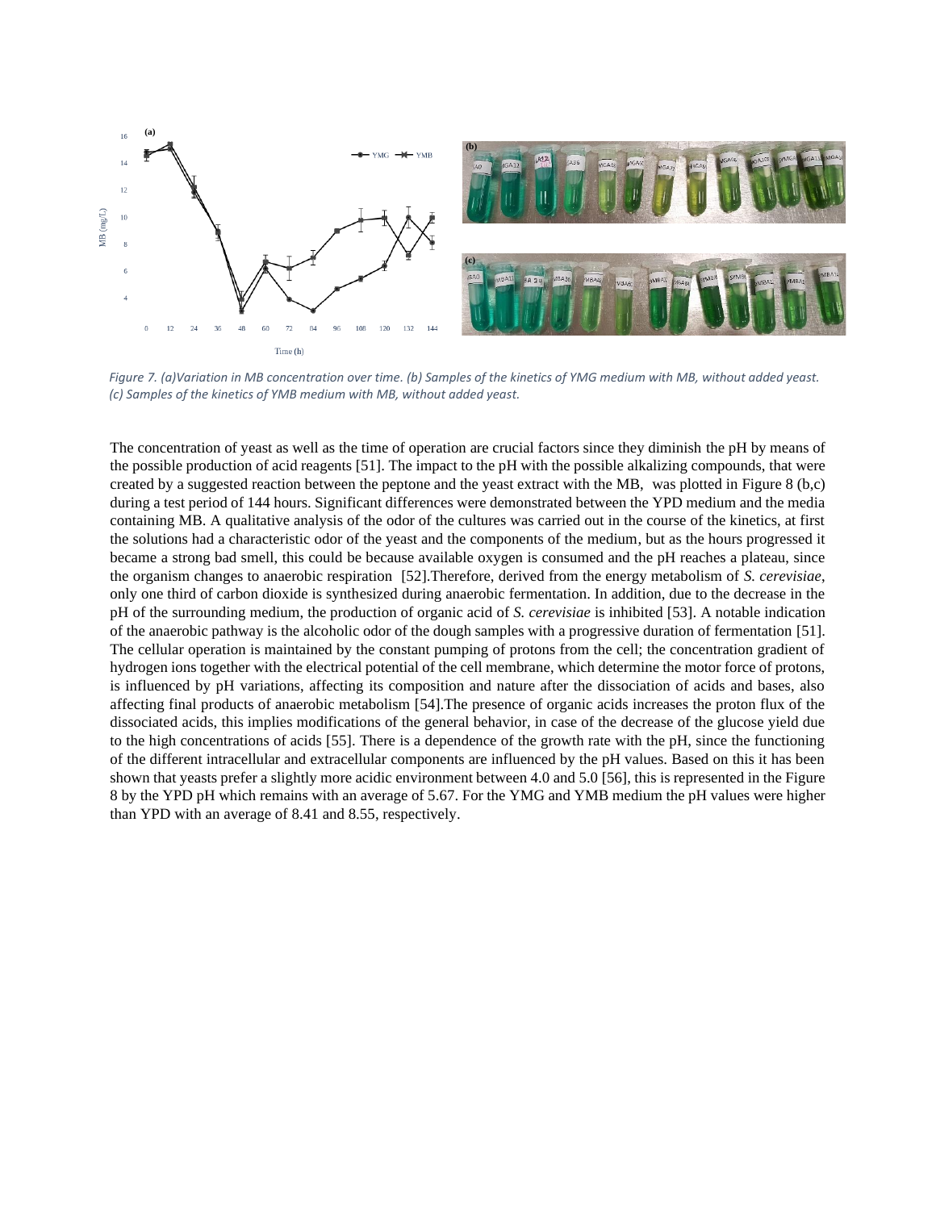*Figure 7. (a)Variation in MB concentration over time. (b) Samples of the kinetics of YMG medium with MB, without added yeast. (c) Samples of the kinetics of YMB medium with MB, without added yeast.*

The concentration of yeast as well as the time of operation are crucial factors since they diminish the pH by means of the possible production of acid reagents [51]. The impact to the pH with the possible alkalizing compounds, that were created by a suggested reaction between the peptone and the yeast extract with the MB, was plotted in Figure 8 (b,c) during a test period of 144 hours. Significant differences were demonstrated between the YPD medium and the media containing MB. A qualitative analysis of the odor of the cultures was carried out in the course of the kinetics, at first the solutions had a characteristic odor of the yeast and the components of the medium, but as the hours progressed it became a strong bad smell, this could be because available oxygen is consumed and the pH reaches a plateau, since the organism changes to anaerobic respiration [52].Therefore, derived from the energy metabolism of *S. cerevisiae*, only one third of carbon dioxide is synthesized during anaerobic fermentation. In addition, due to the decrease in the pH of the surrounding medium, the production of organic acid of *S. cerevisiae* is inhibited [53]. A notable indication of the anaerobic pathway is the alcoholic odor of the dough samples with a progressive duration of fermentation [51]. The cellular operation is maintained by the constant pumping of protons from the cell; the concentration gradient of hydrogen ions together with the electrical potential of the cell membrane, which determine the motor force of protons, is influenced by pH variations, affecting its composition and nature after the dissociation of acids and bases, also affecting final products of anaerobic metabolism [54].The presence of organic acids increases the proton flux of the dissociated acids, this implies modifications of the general behavior, in case of the decrease of the glucose yield due to the high concentrations of acids [55]. There is a dependence of the growth rate with the pH, since the functioning of the different intracellular and extracellular components are influenced by the pH values. Based on this it has been shown that yeasts prefer a slightly more acidic environment between 4.0 and 5.0 [56], this is represented in the Figure 8 by the YPD pH which remains with an average of 5.67. For the YMG and YMB medium the pH values were higher than YPD with an average of 8.41 and 8.55, respectively.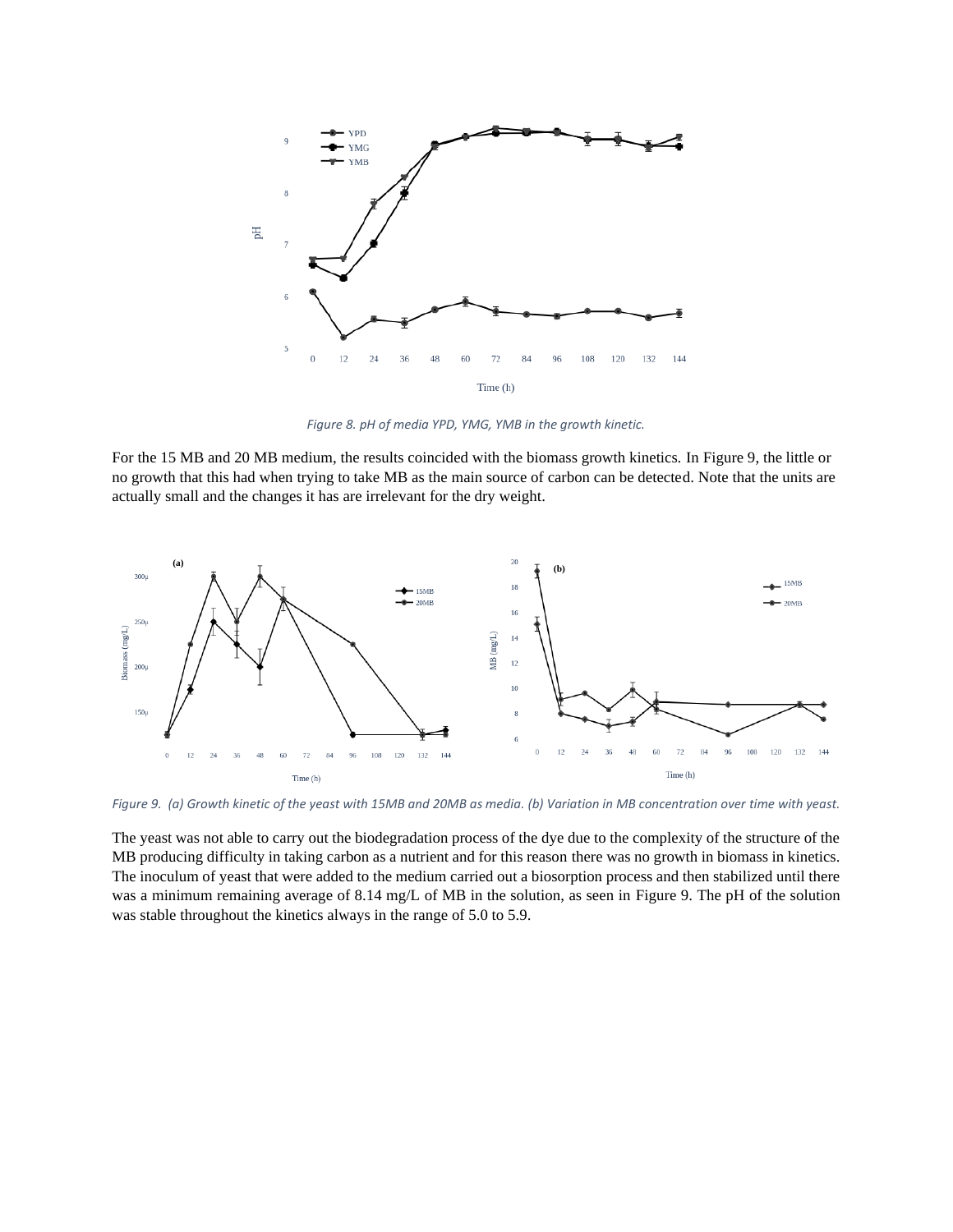*Figure 8. pH of media YPD, YMG, YMB in the growth kinetic.*

For the 15 MB and 20 MB medium, the results coincided with the biomass growth kinetics. In Figure 9, the little or no growth that this had when trying to take MB as the main source of carbon can be detected. Note that the units are actually small and the changes it has are irrelevant for the dry weight.

*Figure 9. (a) Growth kinetic of the yeast with 15MB and 20MB as media. (b) Variation in MB concentration over time with yeast.*

The yeast was not able to carry out the biodegradation process of the dye due to the complexity of the structure of the MB producing difficulty in taking carbon as a nutrient and for this reason there was no growth in biomass in kinetics. The inoculum of yeast that were added to the medium carried out a biosorption process and then stabilized until there was a minimum remaining average of 8.14 mg/L of MB in the solution, as seen in Figure 9. The pH of the solution was stable throughout the kinetics always in the range of 5.0 to 5.9.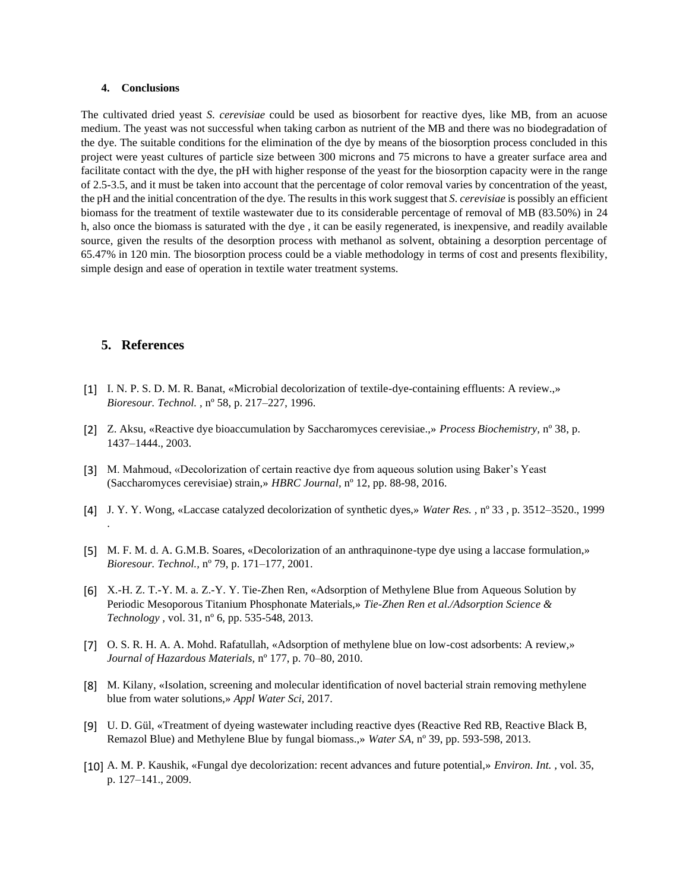## 4. Conclusions

The cultivated dried yeast *S. cerevisiae* could be used as biosorbent for reactive dyes, like MB, from an acuose medium. The yeast was not successful when taking carbon as nutrient of the MB and there was no biodegradation of the dye. The suitable conditions for the elimination of the dye by means of the biosorption process concluded in this project were yeast cultures of particle size between 300 microns and 75 microns to have a greater surface area and facilitate contact with the dye, the pH with higher response of the yeast for the biosorption capacity were in the range of 2.5-3.5, and it must be taken into account that the percentage of color removal varies by concentration of the yeast, the pH and the initial concentration of the dye. The results in this work suggest that *S. cerevisiae* is possibly an efficient biomass for the treatment of textile wastewater due to its considerable percentage of removal of MB (83.50%) in 24 h, also once the biomass is saturated with the dye , it can be easily regenerated, is inexpensive, and readily available source, given the results of the desorption process with methanol as solvent, obtaining a desorption percentage of 65.47% in 120 min. The biosorption process could be a viable methodology in terms of cost and presents flexibility, simple design and ease of operation in textile water treatment systems.

## 5. References

[1] I. N. P. S. D. M. R. Banat, «Microbial decolorization of textile-dye-containing effluents: A review.,» *Bioresour. Technol.* , nº 58, p. 217–227, 1996.

[2] Z. Aksu, «Reactive dye bioaccumulation by Saccharomyces cerevisiae.,» *Process Biochemistry*, nº 38, p. 1437–1444., 2003.

[3] M. Mahmoud, «Decolorization of certain reactive dye from aqueous solution using Baker's Yeast (Saccharomyces cerevisiae) strain,» *HBRC Journal*, nº 12, pp. 88-98, 2016.

[4] J. Y. Y. Wong, «Laccase catalyzed decolorization of synthetic dyes,» *Water Res.* , nº 33 , p. 3512–3520., 1999 .

[5] M. F. M. d. A. G.M.B. Soares, «Decolorization of an anthraquinone-type dye using a laccase formulation,» *Bioresour. Technol.*, nº 79, p. 171–177, 2001.

[6] X.-H. Z. T.-Y. M. a. Z.-Y. Y. Tie-Zhen Ren, «Adsorption of Methylene Blue from Aqueous Solution by Periodic Mesoporous Titanium Phosphonate Materials,» *Tie-Zhen Ren et al./Adsorption Science & Technology* , vol. 31, nº 6, pp. 535-548, 2013.

[7] O. S. R. H. A. A. Mohd. Rafatullah, «Adsorption of methylene blue on low-cost adsorbents: A review,» *Journal of Hazardous Materials*, nº 177, p. 70–80, 2010.

[8] M. Kilany, «Isolation, screening and molecular identification of novel bacterial strain removing methylene blue from water solutions,» *Appl Water Sci*, 2017.

[9] U. D. Gül, «Treatment of dyeing wastewater including reactive dyes (Reactive Red RB, Reactive Black B, Remazol Blue) and Methylene Blue by fungal biomass.,» *Water SA*, nº 39, pp. 593-598, 2013.

[10] A. M. P. Kaushik, «Fungal dye decolorization: recent advances and future potential,» *Environ. Int.* , vol. 35, p. 127–141., 2009.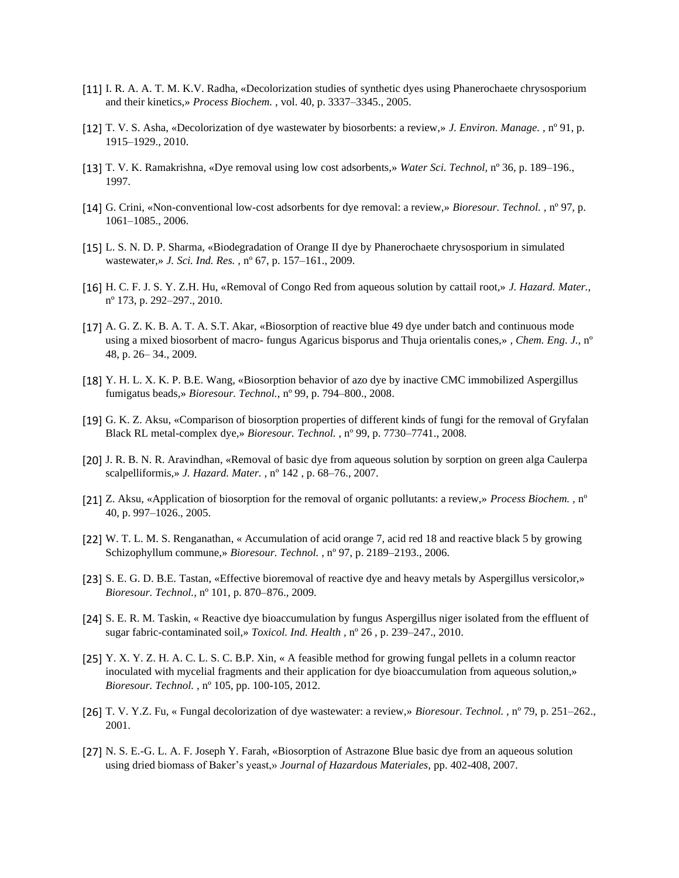[11] I. R. A. A. T. M. K.V. Radha, «Decolorization studies of synthetic dyes using Phanerochaete chrysosporium and their kinetics,» *Process Biochem.* , vol. 40, p. 3337–3345., 2005.

[12] T. V. S. Asha, «Decolorization of dye wastewater by biosorbents: a review,» *J. Environ. Manage.* , nº 91, p. 1915–1929., 2010.

[13] T. V. K. Ramakrishna, «Dye removal using low cost adsorbents,» *Water Sci. Technol*, nº 36, p. 189–196., 1997.

[14] G. Crini, «Non-conventional low-cost adsorbents for dye removal: a review,» *Bioresour. Technol.* , nº 97, p. 1061–1085., 2006.

[15] L. S. N. D. P. Sharma, «Biodegradation of Orange II dye by Phanerochaete chrysosporium in simulated wastewater,» *J. Sci. Ind. Res.* , nº 67, p. 157–161., 2009.

[16] H. C. F. J. S. Y. Z.H. Hu, «Removal of Congo Red from aqueous solution by cattail root,» *J. Hazard. Mater.*, nº 173, p. 292–297., 2010.

[17] A. G. Z. K. B. A. T. A. S.T. Akar, «Biosorption of reactive blue 49 dye under batch and continuous mode using a mixed biosorbent of macro- fungus Agaricus bisporus and Thuja orientalis cones,» , *Chem. Eng. J.*, nº 48, p. 26– 34., 2009.

[18] Y. H. L. X. K. P. B.E. Wang, «Biosorption behavior of azo dye by inactive CMC immobilized Aspergillus fumigatus beads,» *Bioresour. Technol.*, nº 99, p. 794–800., 2008.

[19] G. K. Z. Aksu, «Comparison of biosorption properties of different kinds of fungi for the removal of Gryfalan Black RL metal-complex dye,» *Bioresour. Technol.* , nº 99, p. 7730–7741., 2008.

[20] J. R. B. N. R. Aravindhan, «Removal of basic dye from aqueous solution by sorption on green alga Caulerpa scalpelliformis,» *J. Hazard. Mater.* , nº 142 , p. 68–76., 2007.

[21] Z. Aksu, «Application of biosorption for the removal of organic pollutants: a review,» *Process Biochem.* , nº 40, p. 997–1026., 2005.

[22] W. T. L. M. S. Renganathan, « Accumulation of acid orange 7, acid red 18 and reactive black 5 by growing Schizophyllum commune,» *Bioresour. Technol.* , nº 97, p. 2189–2193., 2006.

[23] S. E. G. D. B.E. Tastan, «Effective bioremoval of reactive dye and heavy metals by Aspergillus versicolor,» *Bioresour. Technol.*, nº 101, p. 870–876., 2009.

[24] S. E. R. M. Taskin, « Reactive dye bioaccumulation by fungus Aspergillus niger isolated from the effluent of sugar fabric-contaminated soil,» *Toxicol. Ind. Health* , nº 26 , p. 239–247., 2010.

[25] Y. X. Y. Z. H. A. C. L. S. C. B.P. Xin, « A feasible method for growing fungal pellets in a column reactor inoculated with mycelial fragments and their application for dye bioaccumulation from aqueous solution,» *Bioresour. Technol.* , nº 105, pp. 100-105, 2012.

[26] T. V. Y.Z. Fu, « Fungal decolorization of dye wastewater: a review,» *Bioresour. Technol.* , nº 79, p. 251–262., 2001.

[27] N. S. E.-G. L. A. F. Joseph Y. Farah, «Biosorption of Astrazone Blue basic dye from an aqueous solution using dried biomass of Baker's yeast,» *Journal of Hazardous Materiales*, pp. 402-408, 2007.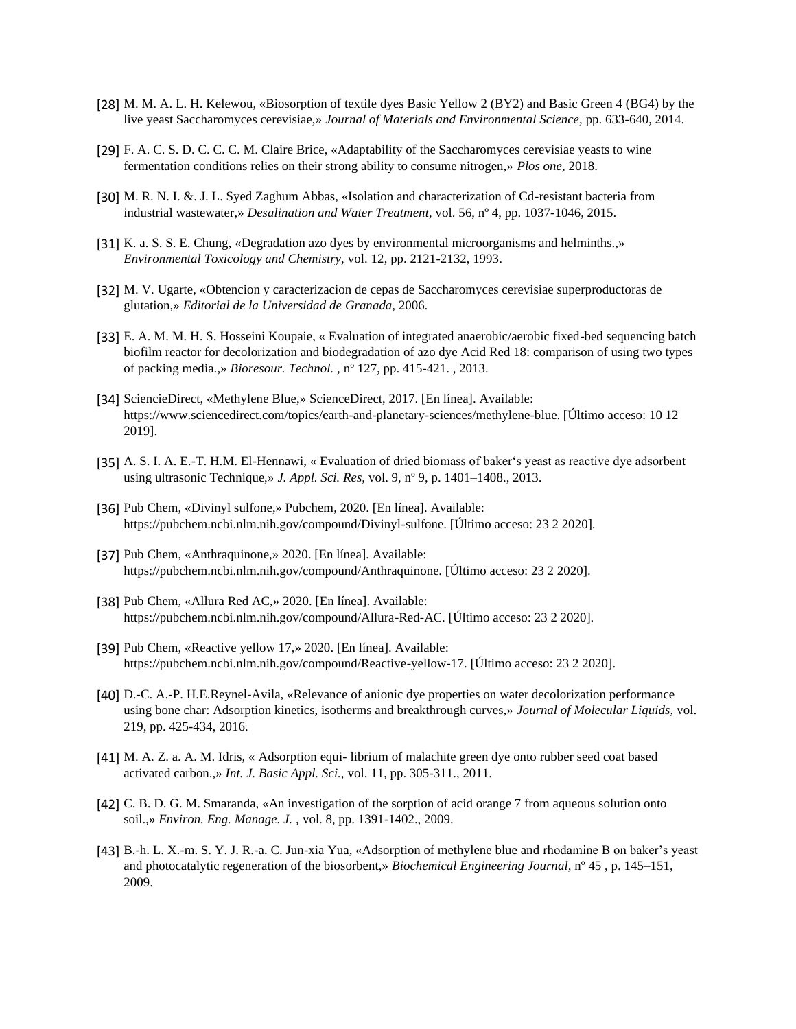[28] M. M. A. L. H. Kelewou, «Biosorption of textile dyes Basic Yellow 2 (BY2) and Basic Green 4 (BG4) by the live yeast Saccharomyces cerevisiae,» *Journal of Materials and Environmental Science,* pp. 633-640, 2014.

[29] F. A. C. S. D. C. C. C. M. Claire Brice, «Adaptability of the Saccharomyces cerevisiae yeasts to wine fermentation conditions relies on their strong ability to consume nitrogen,» *Plos one,* 2018.

[30] M. R. N. I. &. J. L. Syed Zaghum Abbas, «Isolation and characterization of Cd-resistant bacteria from industrial wastewater,» *Desalination and Water Treatment,* vol. 56, nº 4, pp. 1037-1046, 2015.

[31] K. a. S. S. E. Chung, «Degradation azo dyes by environmental microorganisms and helminths.,» *Environmental Toxicology and Chemistry,* vol. 12, pp. 2121-2132, 1993.

[32] M. V. Ugarte, «Obtencion y caracterizacion de cepas de Saccharomyces cerevisiae superproductoras de glutation,» *Editorial de la Universidad de Granada,* 2006.

[33] E. A. M. M. H. S. Hosseini Koupaie, « Evaluation of integrated anaerobic/aerobic fixed-bed sequencing batch biofilm reactor for decolorization and biodegradation of azo dye Acid Red 18: comparison of using two types of packing media.,» *Bioresour. Technol.* , nº 127, pp. 415-421. , 2013.

[34] SciencieDirect, «Methylene Blue,» ScienceDirect, 2017. [En línea]. Available: https://www.sciencedirect.com/topics/earth-and-planetary-sciences/methylene-blue. [Último acceso: 10 12 2019].

[35] A. S. I. A. E.-T. H.M. El-Hennawi, « Evaluation of dried biomass of baker's yeast as reactive dye adsorbent using ultrasonic Technique,» *J. Appl. Sci. Res,* vol. 9, nº 9, p. 1401–1408., 2013.

[36] Pub Chem, «Divinyl sulfone,» Pubchem, 2020. [En línea]. Available: https://pubchem.ncbi.nlm.nih.gov/compound/Divinyl-sulfone. [Último acceso: 23 2 2020].

[37] Pub Chem, «Anthraquinone,» 2020. [En línea]. Available: https://pubchem.ncbi.nlm.nih.gov/compound/Anthraquinone. [Último acceso: 23 2 2020].

[38] Pub Chem, «Allura Red AC,» 2020. [En línea]. Available: https://pubchem.ncbi.nlm.nih.gov/compound/Allura-Red-AC. [Último acceso: 23 2 2020].

[39] Pub Chem, «Reactive yellow 17,» 2020. [En línea]. Available: https://pubchem.ncbi.nlm.nih.gov/compound/Reactive-yellow-17. [Último acceso: 23 2 2020].

[40] D.-C. A.-P. H.E.Reynel-Avila, «Relevance of anionic dye properties on water decolorization performance using bone char: Adsorption kinetics, isotherms and breakthrough curves,» *Journal of Molecular Liquids,* vol. 219, pp. 425-434, 2016.

[41] M. A. Z. a. A. M. Idris, « Adsorption equi- librium of malachite green dye onto rubber seed coat based activated carbon.,» *Int. J. Basic Appl. Sci.,* vol. 11, pp. 305-311., 2011.

[42] C. B. D. G. M. Smaranda, «An investigation of the sorption of acid orange 7 from aqueous solution onto soil.,» *Environ. Eng. Manage. J.* , vol. 8, pp. 1391-1402., 2009.

[43] B.-h. L. X.-m. S. Y. J. R.-a. C. Jun-xia Yua, «Adsorption of methylene blue and rhodamine B on baker's yeast and photocatalytic regeneration of the biosorbent,» *Biochemical Engineering Journal,* nº 45 , p. 145–151, 2009.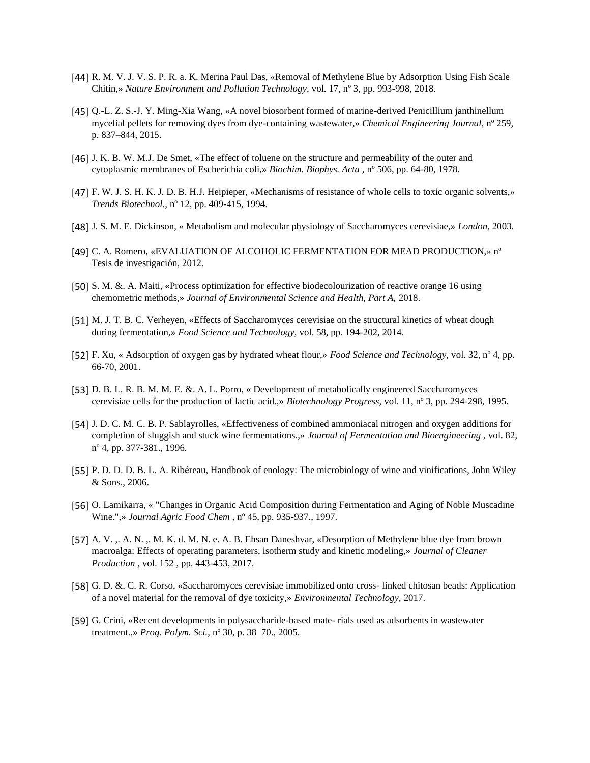[44] R. M. V. J. V. S. P. R. a. K. Merina Paul Das, «Removal of Methylene Blue by Adsorption Using Fish Scale Chitin,» *Nature Environment and Pollution Technology,* vol. 17, nº 3, pp. 993-998, 2018.

[45] Q.-L. Z. S.-J. Y. Ming-Xia Wang, «A novel biosorbent formed of marine-derived Penicillium janthinellum mycelial pellets for removing dyes from dye-containing wastewater,» *Chemical Engineering Journal,* nº 259, p. 837–844, 2015.

[46] J. K. B. W. M.J. De Smet, «The effect of toluene on the structure and permeability of the outer and cytoplasmic membranes of Escherichia coli,» *Biochim. Biophys. Acta* , nº 506, pp. 64-80, 1978.

[47] F. W. J. S. H. K. J. D. B. H.J. Heipieper, «Mechanisms of resistance of whole cells to toxic organic solvents,» *Trends Biotechnol.,* nº 12, pp. 409-415, 1994.

[48] J. S. M. E. Dickinson, « Metabolism and molecular physiology of Saccharomyces cerevisiae,» *London,* 2003.

[49] C. A. Romero, «EVALUATION OF ALCOHOLIC FERMENTATION FOR MEAD PRODUCTION,» nº Tesis de investigación, 2012.

[50] S. M. &. A. Maiti, «Process optimization for effective biodecolourization of reactive orange 16 using chemometric methods,» *Journal of Environmental Science and Health, Part A,* 2018.

[51] M. J. T. B. C. Verheyen, «Effects of Saccharomyces cerevisiae on the structural kinetics of wheat dough during fermentation,» *Food Science and Technology,* vol. 58, pp. 194-202, 2014.

[52] F. Xu, « Adsorption of oxygen gas by hydrated wheat flour,» *Food Science and Technology,* vol. 32, nº 4, pp. 66-70, 2001.

[53] D. B. L. R. B. M. M. E. &. A. L. Porro, « Development of metabolically engineered Saccharomyces cerevisiae cells for the production of lactic acid.,» *Biotechnology Progress,* vol. 11, nº 3, pp. 294-298, 1995.

[54] J. D. C. M. C. B. P. Sablayrolles, «Effectiveness of combined ammoniacal nitrogen and oxygen additions for completion of sluggish and stuck wine fermentations.,» *Journal of Fermentation and Bioengineering* , vol. 82, nº 4, pp. 377-381., 1996.

[55] P. D. D. D. B. L. A. Ribéreau, Handbook of enology: The microbiology of wine and vinifications, John Wiley & Sons., 2006.

[56] O. Lamikarra, « "Changes in Organic Acid Composition during Fermentation and Aging of Noble Muscadine Wine.",» *Journal Agric Food Chem* , nº 45, pp. 935-937., 1997.

[57] A. V. ,. A. N. ,. M. K. d. M. N. e. A. B. Ehsan Daneshvar, «Desorption of Methylene blue dye from brown macroalga: Effects of operating parameters, isotherm study and kinetic modeling,» *Journal of Cleaner Production* , vol. 152 , pp. 443-453, 2017.

[58] G. D. &. C. R. Corso, «Saccharomyces cerevisiae immobilized onto cross- linked chitosan beads: Application of a novel material for the removal of dye toxicity,» *Environmental Technology,* 2017.

[59] G. Crini, «Recent developments in polysaccharide-based mate- rials used as adsorbents in wastewater treatment.,» *Prog. Polym. Sci.,* nº 30, p. 38–70., 2005.